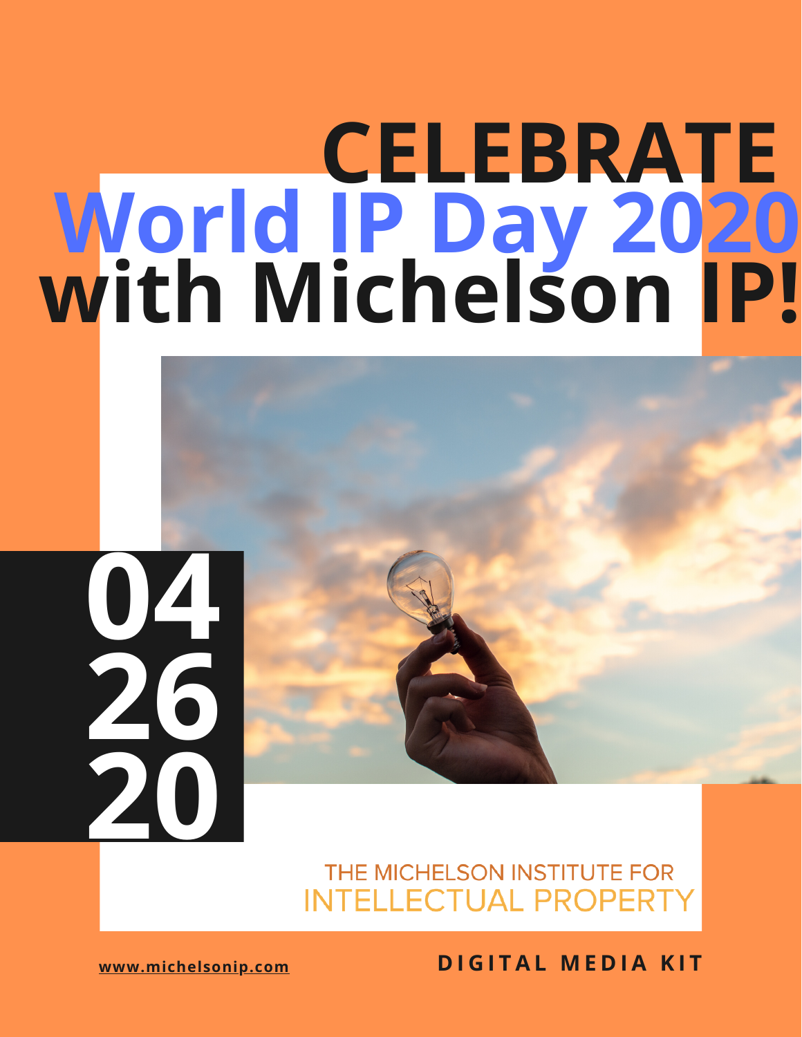# CELEBRATE World IP Day 2020 with Michelson IP!

04
26
20

THE MICHELSON INSTITUTE FOR
INTELLECTUAL PROPERTY

www.michelsonip.com

**DIGITAL MEDIA KIT**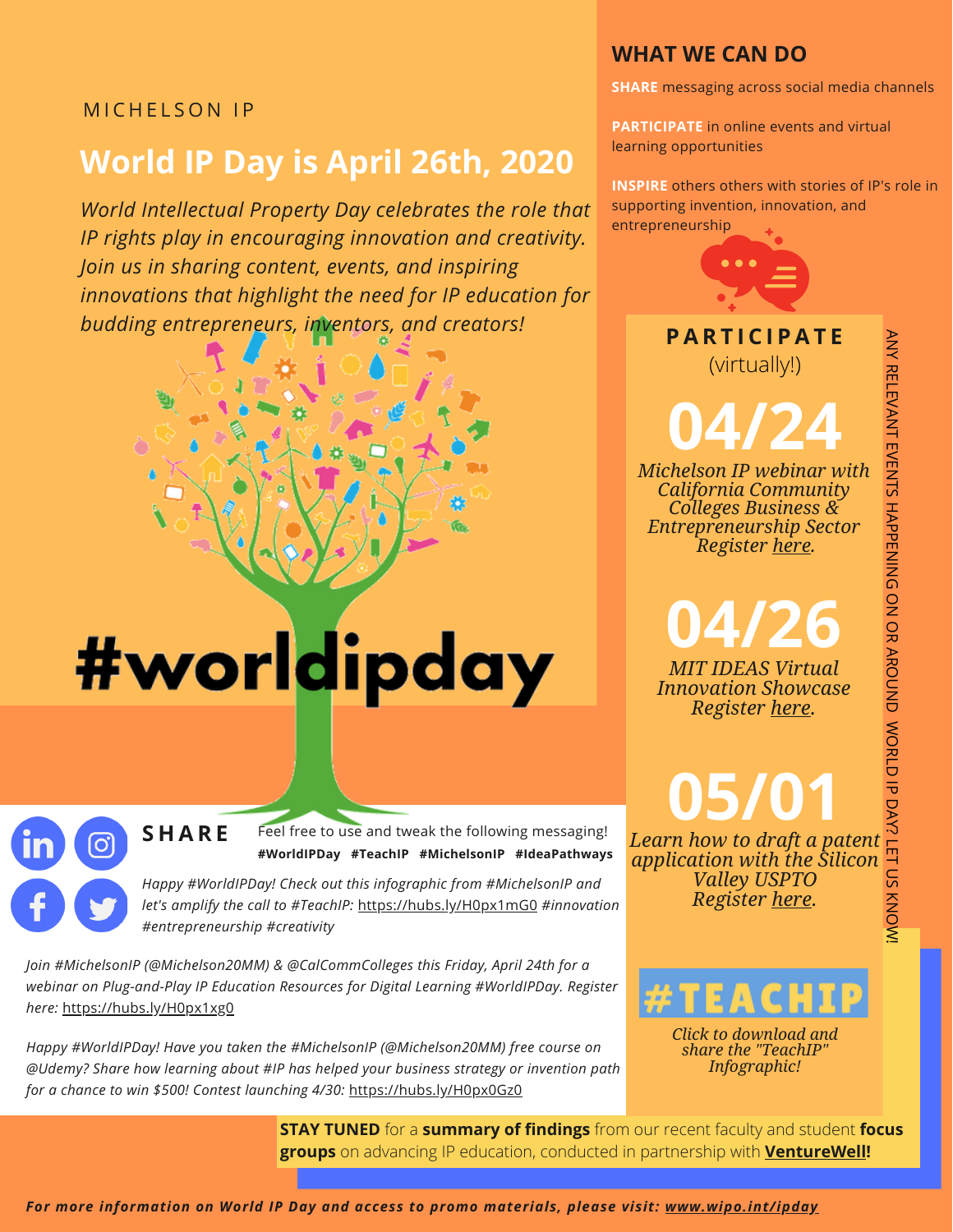MICHELSON IP

# World IP Day is April 26th, 2020

*World Intellectual Property Day celebrates the role that IP rights play in encouraging innovation and creativity. Join us in sharing content, events, and inspiring innovations that highlight the need for IP education for budding entrepreneurs, inventors, and creators!*

#worldipday

## WHAT WE CAN DO

**SHARE** messaging across social media channels

**PARTICIPATE** in online events and virtual learning opportunities

**INSPIRE** others others with stories of IP's role in supporting invention, innovation, and entrepreneurship

## PARTICIPATE

(virtually!)

### 04/24

*Michelson IP webinar with California Community Colleges Business & Entrepreneurship Sector Register here.*

### 04/26

*MIT IDEAS Virtual Innovation Showcase Register here.*

### 05/01

*Learn how to draft a patent application with the Silicon Valley USPTO Register here.*

ANY RELEVANT EVENTS HAPPENING ON OR AROUND WORLD IP DAY? LET US KNOW!

#TEACHIP

*Click to download and share the "TeachIP" Infographic!*

## SHARE

Feel free to use and tweak the following messaging!

**#WorldIPDay #TeachIP #MichelsonIP #IdeaPathways**

*Happy #WorldIPDay! Check out this infographic from #MichelsonIP and let's amplify the call to #TeachIP: https://hubs.ly/H0px1mG0 #innovation #entrepreneurship #creativity*

*Join #MichelsonIP (@Michelson20MM) & @CalCommColleges this Friday, April 24th for a webinar on Plug-and-Play IP Education Resources for Digital Learning #WorldIPDay. Register here: https://hubs.ly/H0px1xg0*

*Happy #WorldIPDay! Have you taken the #MichelsonIP (@Michelson20MM) free course on @Udemy? Share how learning about #IP has helped your business strategy or invention path for a chance to win $500! Contest launching 4/30: https://hubs.ly/H0px0Gz0*

**STAY TUNED** for a **summary of findings** from our recent faculty and student **focus groups** on advancing IP education, conducted in partnership with **VentureWell!**

***For more information on World IP Day and access to promo materials, please visit: www.wipo.int/ipday***